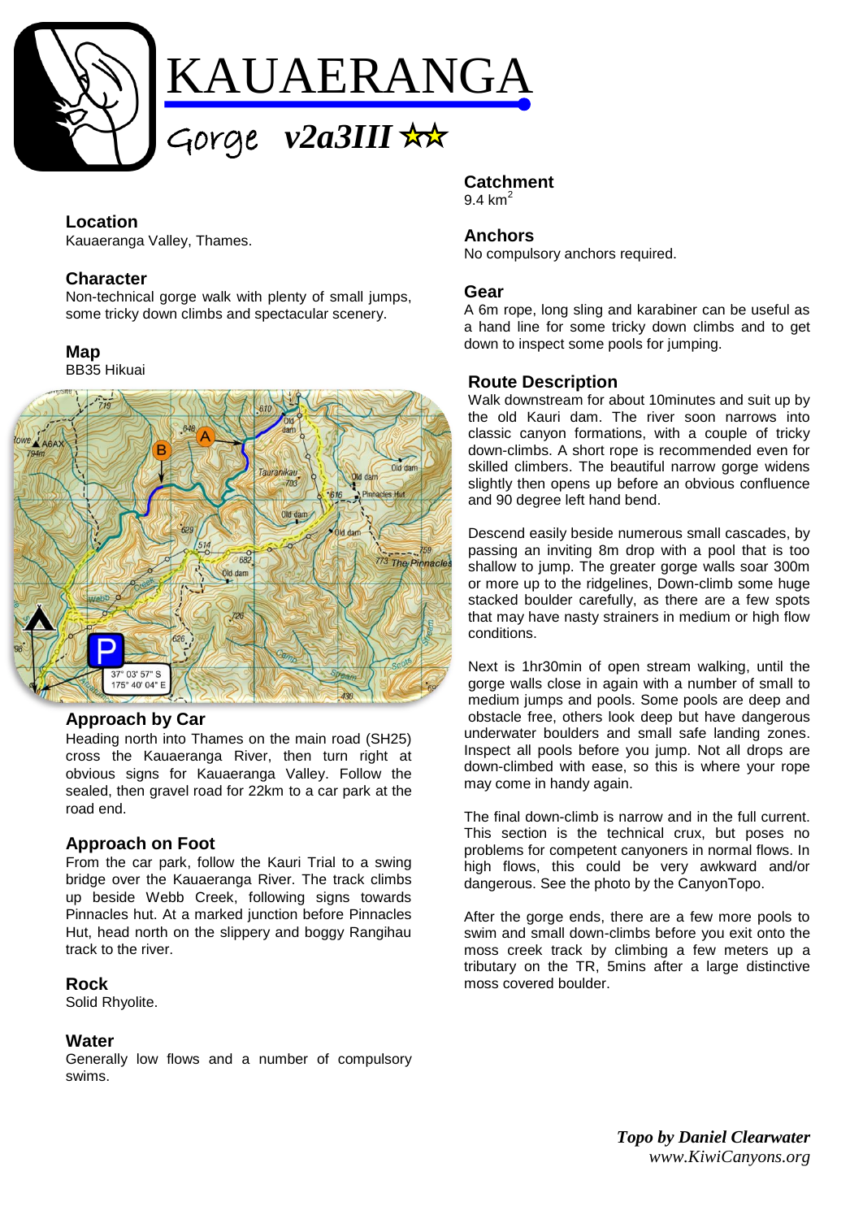# KAUAERANGA

## Gorge *v2a3III* ☆☆

### Location
Kauaeranga Valley, Thames.

### Character
Non-technical gorge walk with plenty of small jumps, some tricky down climbs and spectacular scenery.

### Map
BB35 Hikuai

### Approach by Car
Heading north into Thames on the main road (SH25) cross the Kauaeranga River, then turn right at obvious signs for Kauaeranga Valley. Follow the sealed, then gravel road for 22km to a car park at the road end.

### Approach on Foot
From the car park, follow the Kauri Trial to a swing bridge over the Kauaeranga River. The track climbs up beside Webb Creek, following signs towards Pinnacles hut. At a marked junction before Pinnacles Hut, head north on the slippery and boggy Rangihau track to the river.

### Rock
Solid Rhyolite.

### Water
Generally low flows and a number of compulsory swims.

### Catchment
9.4 $km^2$

### Anchors
No compulsory anchors required.

### Gear
A 6m rope, long sling and karabiner can be useful as a hand line for some tricky down climbs and to get down to inspect some pools for jumping.

### Route Description
Walk downstream for about 10minutes and suit up by the old Kauri dam. The river soon narrows into classic canyon formations, with a couple of tricky down-climbs. A short rope is recommended even for skilled climbers. The beautiful narrow gorge widens slightly then opens up before an obvious confluence and 90 degree left hand bend.

Descend easily beside numerous small cascades, by passing an inviting 8m drop with a pool that is too shallow to jump. The greater gorge walls soar 300m or more up to the ridgelines, Down-climb some huge stacked boulder carefully, as there are a few spots that may have nasty strainers in medium or high flow conditions.

Next is 1hr30min of open stream walking, until the gorge walls close in again with a number of small to medium jumps and pools. Some pools are deep and obstacle free, others look deep but have dangerous underwater boulders and small safe landing zones. Inspect all pools before you jump. Not all drops are down-climbed with ease, so this is where your rope may come in handy again.

The final down-climb is narrow and in the full current. This section is the technical crux, but poses no problems for competent canyoners in normal flows. In high flows, this could be very awkward and/or dangerous. See the photo by the CanyonTopo.

After the gorge ends, there are a few more pools to swim and small down-climbs before you exit onto the moss creek track by climbing a few meters up a tributary on the TR, 5mins after a large distinctive moss covered boulder.

*Topo by Daniel Clearwater*
*www.KiwiCanyons.org*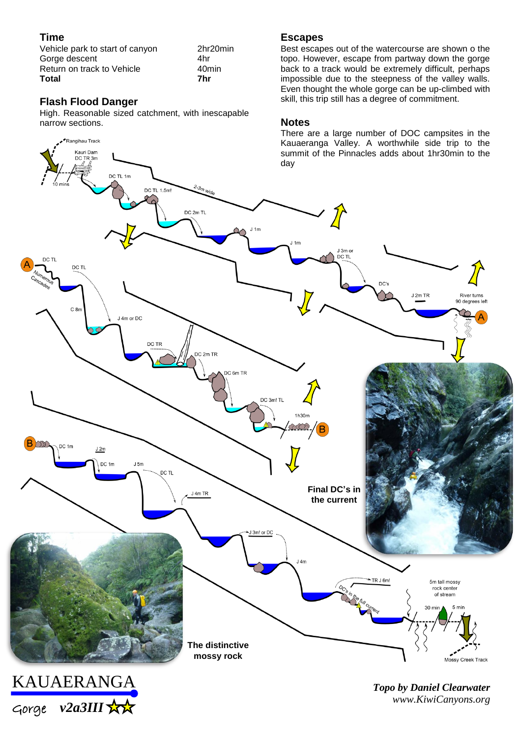## Time

| | |
|---|---|
| Vehicle park to start of canyon | 2hr20min |
| Gorge descent | 4hr |
| Return on track to Vehicle | 40min |
| **Total** | **7hr** |

## Flash Flood Danger

High. Reasonable sized catchment, with inescapable narrow sections.

## Escapes

Best escapes out of the watercourse are shown o the topo. However, escape from partway down the gorge back to a track would be extremely difficult, perhaps impossible due to the steepness of the valley walls. Even thought the whole gorge can be up-climbed with skill, this trip still has a degree of commitment.

## Notes

There are a large number of DOC campsites in the Kauaeranga Valley. A worthwhile side trip to the summit of the Pinnacles adds about 1hr30min to the day

Rangihau Track
Kauri Dam
DC TR 3m
10 mins
DC TL 1m
DC TL 1.5m!
2-3m wide
DC 2m TL
J 1m
J 1m
J 3m or DC TL
DC's
J 2m TR
River turns 90 degrees left
A

A
DC TL
Numerous Cascades
DC TL
C 8m
J 4m or DC
DC TR
DC 2m TR
DC 6m TR
DC 3m! TL
1h30m
B

**Final DC's in the current**

B
DC 1m
J 2m
DC 1m
J 5m
DC TL
J 4m TR
J 3m! or DC
J 4m
TR J 6m!
DC's in the full current
5m tall mossy rock center of stream
30 min
5 min
Mossy Creek Track

**The distinctive mossy rock**

# KAUAERANGA

Gorge *v2a3III* ☆☆

***Topo by Daniel Clearwater***
*www.KiwiCanyons.org*